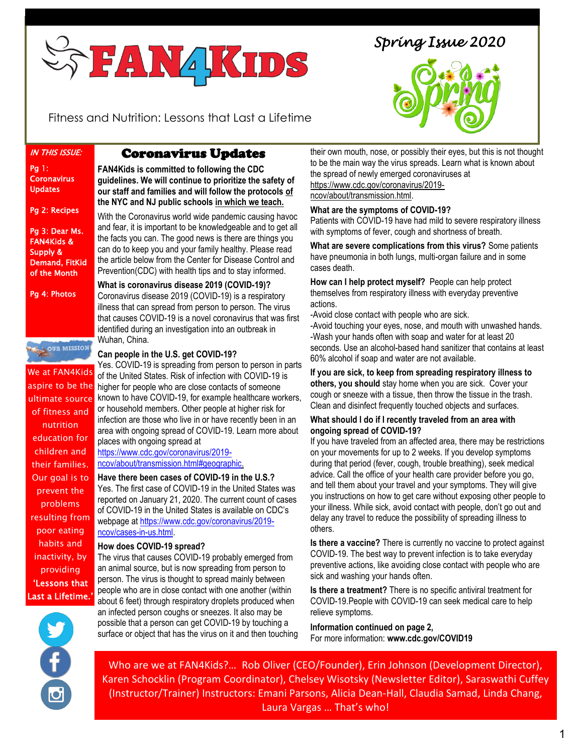# FAN4KIDS

Fitness and Nutrition: Lessons that Last a Lifetime

*Spring Issue 2020*

*IN THIS ISSUE:*

**Pg 1: Coronavirus Updates**

**Pg 2: Recipes**

**Pg 3: Dear Ms. FAN4Kids & Supply & Demand, FitKid of the Month**

**Pg 4: Photos**

**OUR MISSION**

We at FAN4Kids aspire to be the ultimate source of fitness and nutrition education for children and their families. Our goal is to prevent the problems resulting from poor eating habits and inactivity, by providing **'Lessons that Last a Lifetime.'**

## Coronavirus Updates

**FAN4Kids is committed to following the CDC guidelines. We will continue to prioritize the safety of our staff and families and will follow the protocols of the NYC and NJ public schools in which we teach.**

With the Coronavirus world wide pandemic causing havoc and fear, it is important to be knowledgeable and to get all the facts you can. The good news is there are things you can do to keep you and your family healthy. Please read the article below from the Center for Disease Control and Prevention(CDC) with health tips and to stay informed.

**What is coronavirus disease 2019 (COVID-19)?**
Coronavirus disease 2019 (COVID-19) is a respiratory illness that can spread from person to person. The virus that causes COVID-19 is a novel coronavirus that was first identified during an investigation into an outbreak in Wuhan, China.

**Can people in the U.S. get COVID-19?**
Yes. COVID-19 is spreading from person to person in parts of the United States. Risk of infection with COVID-19 is higher for people who are close contacts of someone known to have COVID-19, for example healthcare workers, or household members. Other people at higher risk for infection are those who live in or have recently been in an area with ongoing spread of COVID-19. Learn more about places with ongoing spread at https://www.cdc.gov/coronavirus/2019-ncov/about/transmission.html#geographic.

**Have there been cases of COVID-19 in the U.S.?**
Yes. The first case of COVID-19 in the United States was reported on January 21, 2020. The current count of cases of COVID-19 in the United States is available on CDC's webpage at https://www.cdc.gov/coronavirus/2019-ncov/cases-in-us.html.

**How does COVID-19 spread?**
The virus that causes COVID-19 probably emerged from an animal source, but is now spreading from person to person. The virus is thought to spread mainly between people who are in close contact with one another (within about 6 feet) through respiratory droplets produced when an infected person coughs or sneezes. It also may be possible that a person can get COVID-19 by touching a surface or object that has the virus on it and then touching their own mouth, nose, or possibly their eyes, but this is not thought to be the main way the virus spreads. Learn what is known about the spread of newly emerged coronaviruses at https://www.cdc.gov/coronavirus/2019-ncov/about/transmission.html.

**What are the symptoms of COVID-19?**
Patients with COVID-19 have had mild to severe respiratory illness with symptoms of fever, cough and shortness of breath.

**What are severe complications from this virus?** Some patients have pneumonia in both lungs, multi-organ failure and in some cases death.

**How can I help protect myself?** People can help protect themselves from respiratory illness with everyday preventive actions.
-Avoid close contact with people who are sick.
-Avoid touching your eyes, nose, and mouth with unwashed hands.
-Wash your hands often with soap and water for at least 20 seconds. Use an alcohol-based hand sanitizer that contains at least 60% alcohol if soap and water are not available.

**If you are sick, to keep from spreading respiratory illness to others, you should** stay home when you are sick. Cover your cough or sneeze with a tissue, then throw the tissue in the trash. Clean and disinfect frequently touched objects and surfaces.

**What should I do if I recently traveled from an area with ongoing spread of COVID-19?**
If you have traveled from an affected area, there may be restrictions on your movements for up to 2 weeks. If you develop symptoms during that period (fever, cough, trouble breathing), seek medical advice. Call the office of your health care provider before you go, and tell them about your travel and your symptoms. They will give you instructions on how to get care without exposing other people to your illness. While sick, avoid contact with people, don't go out and delay any travel to reduce the possibility of spreading illness to others.

**Is there a vaccine?** There is currently no vaccine to protect against COVID-19. The best way to prevent infection is to take everyday preventive actions, like avoiding close contact with people who are sick and washing your hands often.

**Is there a treatment?** There is no specific antiviral treatment for COVID-19.People with COVID-19 can seek medical care to help relieve symptoms.

**Information continued on page 2,**
For more information: **www.cdc.gov/COVID19**

Who are we at FAN4Kids?... Rob Oliver (CEO/Founder), Erin Johnson (Development Director), Karen Schocklin (Program Coordinator), Chelsey Wisotsky (Newsletter Editor), Saraswathi Cuffey (Instructor/Trainer) Instructors: Emani Parsons, Alicia Dean-Hall, Claudia Samad, Linda Chang, Laura Vargas … That's who!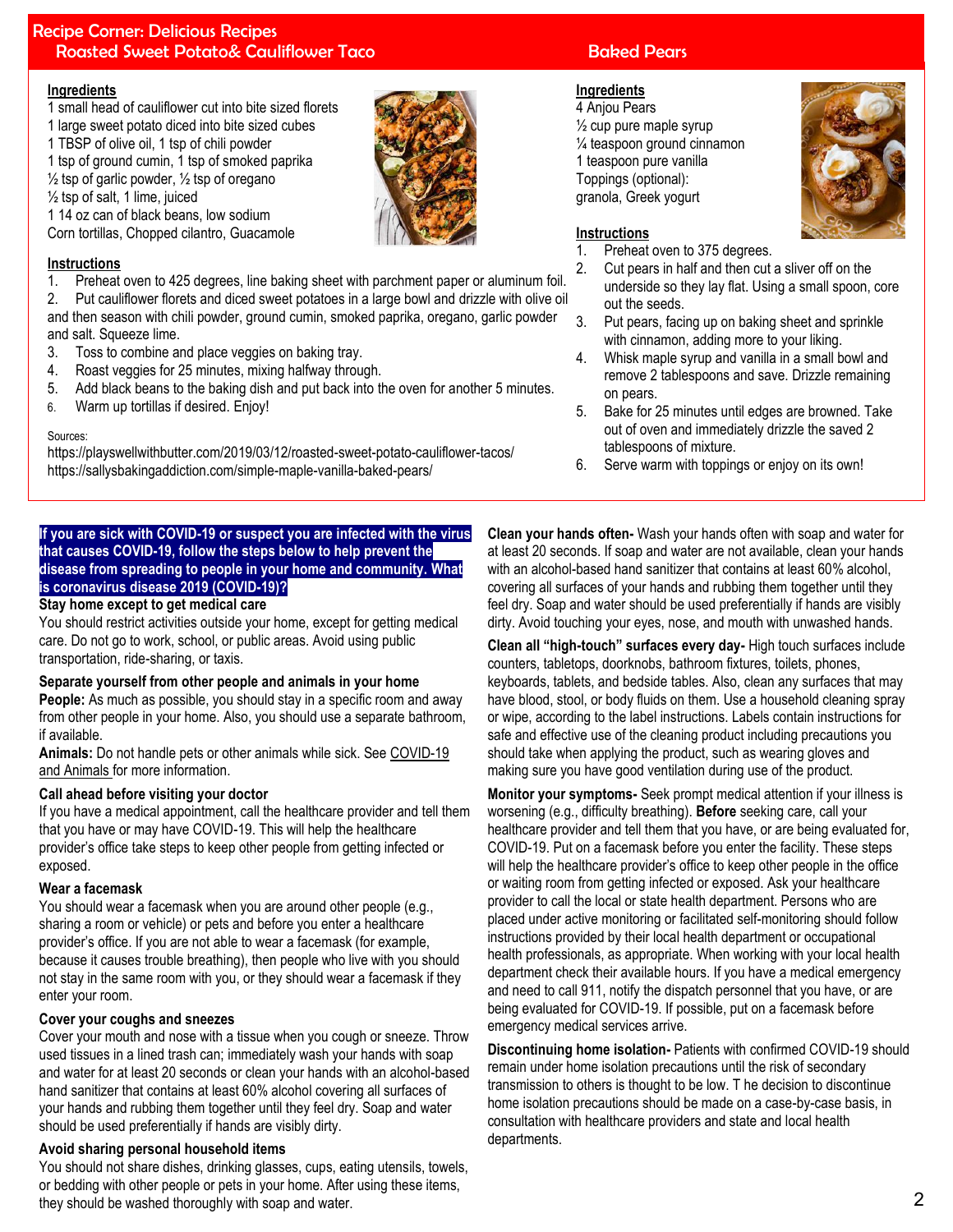# Recipe Corner: Delicious Recipes

## Roasted Sweet Potato& Cauliflower Taco

**Ingredients**

1 small head of cauliflower cut into bite sized florets
1 large sweet potato diced into bite sized cubes
1 TBSP of olive oil, 1 tsp of chili powder
1 tsp of ground cumin, 1 tsp of smoked paprika
½ tsp of garlic powder, ½ tsp of oregano
½ tsp of salt, 1 lime, juiced
1 14 oz can of black beans, low sodium
Corn tortillas, Chopped cilantro, Guacamole

**Instructions**

1. Preheat oven to 425 degrees, line baking sheet with parchment paper or aluminum foil.
2. Put cauliflower florets and diced sweet potatoes in a large bowl and drizzle with olive oil and then season with chili powder, ground cumin, smoked paprika, oregano, garlic powder and salt. Squeeze lime.
3. Toss to combine and place veggies on baking tray.
4. Roast veggies for 25 minutes, mixing halfway through.
5. Add black beans to the baking dish and put back into the oven for another 5 minutes.
6. Warm up tortillas if desired. Enjoy!

## Baked Pears

**Ingredients**

4 Anjou Pears
½ cup pure maple syrup
¼ teaspoon ground cinnamon
1 teaspoon pure vanilla
Toppings (optional):
granola, Greek yogurt

**Instructions**

1. Preheat oven to 375 degrees.
2. Cut pears in half and then cut a sliver off on the underside so they lay flat. Using a small spoon, core out the seeds.
3. Put pears, facing up on baking sheet and sprinkle with cinnamon, adding more to your liking.
4. Whisk maple syrup and vanilla in a small bowl and remove 2 tablespoons and save. Drizzle remaining on pears.
5. Bake for 25 minutes until edges are browned. Take out of oven and immediately drizzle the saved 2 tablespoons of mixture.
6. Serve warm with toppings or enjoy on its own!

Sources:
https://playswellwithbutter.com/2019/03/12/roasted-sweet-potato-cauliflower-tacos/
https://sallysbakingaddiction.com/simple-maple-vanilla-baked-pears/

---

**If you are sick with COVID-19 or suspect you are infected with the virus that causes COVID-19, follow the steps below to help prevent the disease from spreading to people in your home and community. What is coronavirus disease 2019 (COVID-19)?**

**Stay home except to get medical care**

You should restrict activities outside your home, except for getting medical care. Do not go to work, school, or public areas. Avoid using public transportation, ride-sharing, or taxis.

**Separate yourself from other people and animals in your home**

**People:** As much as possible, you should stay in a specific room and away from other people in your home. Also, you should use a separate bathroom, if available.

**Animals:** Do not handle pets or other animals while sick. See COVID-19 and Animals for more information.

**Call ahead before visiting your doctor**

If you have a medical appointment, call the healthcare provider and tell them that you have or may have COVID-19. This will help the healthcare provider's office take steps to keep other people from getting infected or exposed.

**Wear a facemask**

You should wear a facemask when you are around other people (e.g., sharing a room or vehicle) or pets and before you enter a healthcare provider's office. If you are not able to wear a facemask (for example, because it causes trouble breathing), then people who live with you should not stay in the same room with you, or they should wear a facemask if they enter your room.

**Cover your coughs and sneezes**

Cover your mouth and nose with a tissue when you cough or sneeze. Throw used tissues in a lined trash can; immediately wash your hands with soap and water for at least 20 seconds or clean your hands with an alcohol-based hand sanitizer that contains at least 60% alcohol covering all surfaces of your hands and rubbing them together until they feel dry. Soap and water should be used preferentially if hands are visibly dirty.

**Avoid sharing personal household items**

You should not share dishes, drinking glasses, cups, eating utensils, towels, or bedding with other people or pets in your home. After using these items, they should be washed thoroughly with soap and water.

**Clean your hands often-** Wash your hands often with soap and water for at least 20 seconds. If soap and water are not available, clean your hands with an alcohol-based hand sanitizer that contains at least 60% alcohol, covering all surfaces of your hands and rubbing them together until they feel dry. Soap and water should be used preferentially if hands are visibly dirty. Avoid touching your eyes, nose, and mouth with unwashed hands.

**Clean all "high-touch" surfaces every day-** High touch surfaces include counters, tabletops, doorknobs, bathroom fixtures, toilets, phones, keyboards, tablets, and bedside tables. Also, clean any surfaces that may have blood, stool, or body fluids on them. Use a household cleaning spray or wipe, according to the label instructions. Labels contain instructions for safe and effective use of the cleaning product including precautions you should take when applying the product, such as wearing gloves and making sure you have good ventilation during use of the product.

**Monitor your symptoms-** Seek prompt medical attention if your illness is worsening (e.g., difficulty breathing). **Before** seeking care, call your healthcare provider and tell them that you have, or are being evaluated for, COVID-19. Put on a facemask before you enter the facility. These steps will help the healthcare provider's office to keep other people in the office or waiting room from getting infected or exposed. Ask your healthcare provider to call the local or state health department. Persons who are placed under active monitoring or facilitated self-monitoring should follow instructions provided by their local health department or occupational health professionals, as appropriate. When working with your local health department check their available hours. If you have a medical emergency and need to call 911, notify the dispatch personnel that you have, or are being evaluated for COVID-19. If possible, put on a facemask before emergency medical services arrive.

**Discontinuing home isolation-** Patients with confirmed COVID-19 should remain under home isolation precautions until the risk of secondary transmission to others is thought to be low. T he decision to discontinue home isolation precautions should be made on a case-by-case basis, in consultation with healthcare providers and state and local health departments.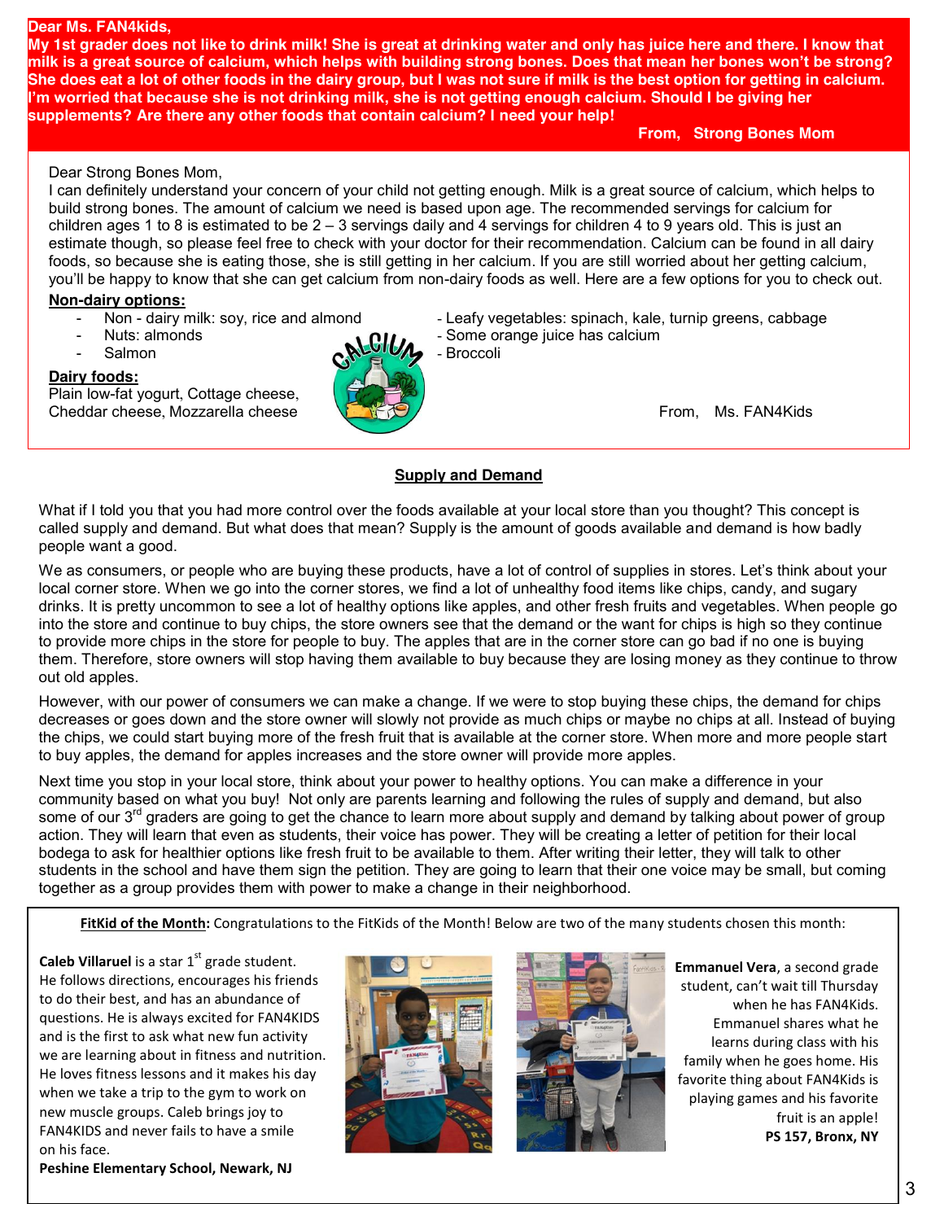**Dear Ms. FAN4kids,**

**My 1st grader does not like to drink milk! She is great at drinking water and only has juice here and there. I know that milk is a great source of calcium, which helps with building strong bones. Does that mean her bones won't be strong? She does eat a lot of other foods in the dairy group, but I was not sure if milk is the best option for getting in calcium. I'm worried that because she is not drinking milk, she is not getting enough calcium. Should I be giving her supplements? Are there any other foods that contain calcium? I need your help!**

**From, Strong Bones Mom**

Dear Strong Bones Mom,

I can definitely understand your concern of your child not getting enough. Milk is a great source of calcium, which helps to build strong bones. The amount of calcium we need is based upon age. The recommended servings for calcium for children ages 1 to 8 is estimated to be 2 – 3 servings daily and 4 servings for children 4 to 9 years old. This is just an estimate though, so please feel free to check with your doctor for their recommendation. Calcium can be found in all dairy foods, so because she is eating those, she is still getting in her calcium. If you are still worried about her getting calcium, you'll be happy to know that she can get calcium from non-dairy foods as well. Here are a few options for you to check out.

**Non-dairy options:**

- Non - dairy milk: soy, rice and almond
- Nuts: almonds
- Salmon
- Leafy vegetables: spinach, kale, turnip greens, cabbage
- Some orange juice has calcium
- Broccoli

**Dairy foods:**

Plain low-fat yogurt, Cottage cheese, Cheddar cheese, Mozzarella cheese

From, Ms. FAN4Kids

## Supply and Demand

What if I told you that you had more control over the foods available at your local store than you thought? This concept is called supply and demand. But what does that mean? Supply is the amount of goods available and demand is how badly people want a good.

We as consumers, or people who are buying these products, have a lot of control of supplies in stores. Let's think about your local corner store. When we go into the corner stores, we find a lot of unhealthy food items like chips, candy, and sugary drinks. It is pretty uncommon to see a lot of healthy options like apples, and other fresh fruits and vegetables. When people go into the store and continue to buy chips, the store owners see that the demand or the want for chips is high so they continue to provide more chips in the store for people to buy. The apples that are in the corner store can go bad if no one is buying them. Therefore, store owners will stop having them available to buy because they are losing money as they continue to throw out old apples.

However, with our power of consumers we can make a change. If we were to stop buying these chips, the demand for chips decreases or goes down and the store owner will slowly not provide as much chips or maybe no chips at all. Instead of buying the chips, we could start buying more of the fresh fruit that is available at the corner store. When more and more people start to buy apples, the demand for apples increases and the store owner will provide more apples.

Next time you stop in your local store, think about your power to healthy options. You can make a difference in your community based on what you buy! Not only are parents learning and following the rules of supply and demand, but also some of our 3rd graders are going to get the chance to learn more about supply and demand by talking about power of group action. They will learn that even as students, their voice has power. They will be creating a letter of petition for their local bodega to ask for healthier options like fresh fruit to be available to them. After writing their letter, they will talk to other students in the school and have them sign the petition. They are going to learn that their one voice may be small, but coming together as a group provides them with power to make a change in their neighborhood.

**FitKid of the Month:** Congratulations to the FitKids of the Month! Below are two of the many students chosen this month:

**Caleb Villaruel** is a star 1st grade student. He follows directions, encourages his friends to do their best, and has an abundance of questions. He is always excited for FAN4KIDS and is the first to ask what new fun activity we are learning about in fitness and nutrition. He loves fitness lessons and it makes his day when we take a trip to the gym to work on new muscle groups. Caleb brings joy to FAN4KIDS and never fails to have a smile on his face.

**Peshine Elementary School, Newark, NJ**

**Emmanuel Vera**, a second grade student, can't wait till Thursday when he has FAN4Kids. Emmanuel shares what he learns during class with his family when he goes home. His favorite thing about FAN4Kids is playing games and his favorite fruit is an apple!

**PS 157, Bronx, NY**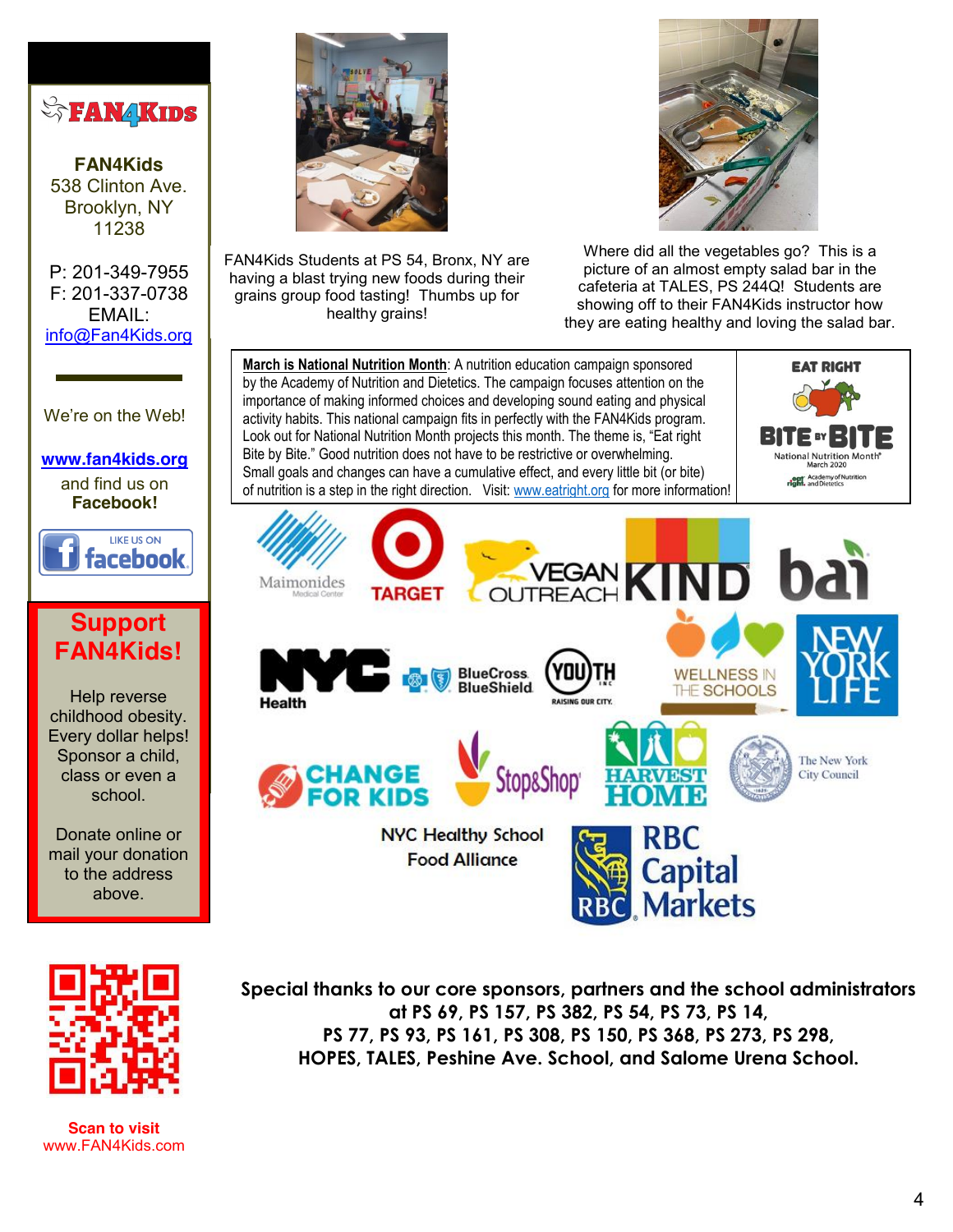**FAN4Kids**
538 Clinton Ave.
Brooklyn, NY
11238

P: 201-349-7955
F: 201-337-0738
EMAIL:
info@Fan4Kids.org

We're on the Web!

**www.fan4kids.org**

and find us on
**Facebook!**

## Support FAN4Kids!

Help reverse childhood obesity. Every dollar helps! Sponsor a child, class or even a school.

Donate online or mail your donation to the address above.

Scan to visit
www.FAN4Kids.com

FAN4Kids Students at PS 54, Bronx, NY are having a blast trying new foods during their grains group food tasting! Thumbs up for healthy grains!

Where did all the vegetables go? This is a picture of an almost empty salad bar in the cafeteria at TALES, PS 244Q! Students are showing off to their FAN4Kids instructor how they are eating healthy and loving the salad bar.

**March is National Nutrition Month**: A nutrition education campaign sponsored by the Academy of Nutrition and Dietetics. The campaign focuses attention on the importance of making informed choices and developing sound eating and physical activity habits. This national campaign fits in perfectly with the FAN4Kids program. Look out for National Nutrition Month projects this month. The theme is, "Eat right Bite by Bite." Good nutrition does not have to be restrictive or overwhelming. Small goals and changes can have a cumulative effect, and every little bit (or bite) of nutrition is a step in the right direction. Visit: www.eatright.org for more information!

EAT RIGHT BITE BY BITE
National Nutrition Month®
March 2020
Academy of Nutrition and Dietetics

Maimonides Medical Center
TARGET
VEGAN OUTREACH
KIND
bai
NYC Health
BlueCross BlueShield
YOUTH INC RAISING OUR CITY.
WELLNESS IN THE SCHOOLS
NEW YORK LIFE
CHANGE FOR KIDS
Stop&Shop
HARVEST HOME
The New York City Council
NYC Healthy School Food Alliance
RBC Capital Markets

**Special thanks to our core sponsors, partners and the school administrators at PS 69, PS 157, PS 382, PS 54, PS 73, PS 14, PS 77, PS 93, PS 161, PS 308, PS 150, PS 368, PS 273, PS 298, HOPES, TALES, Peshine Ave. School, and Salome Urena School.**